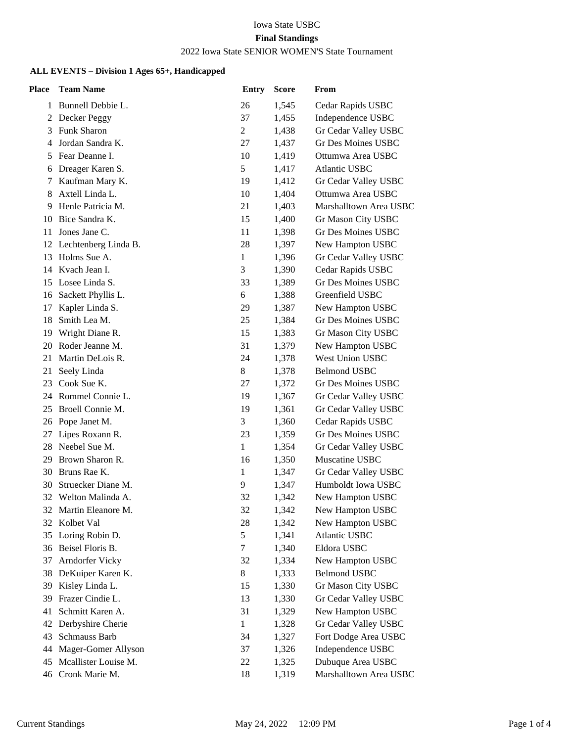Iowa State USBC

**Final Standings**

2022 Iowa State SENIOR WOMEN'S State Tournament

**ALL EVENTS – Division 1 Ages 65+, Handicapped**

| Place | Team Name | Entry | Score | From |
|---|---|---|---|---|
| 1 | Bunnell Debbie L. | 26 | 1,545 | Cedar Rapids USBC |
| 2 | Decker Peggy | 37 | 1,455 | Independence USBC |
| 3 | Funk Sharon | 2 | 1,438 | Gr Cedar Valley USBC |
| 4 | Jordan Sandra K. | 27 | 1,437 | Gr Des Moines USBC |
| 5 | Fear Deanne I. | 10 | 1,419 | Ottumwa Area USBC |
| 6 | Dreager Karen S. | 5 | 1,417 | Atlantic USBC |
| 7 | Kaufman Mary K. | 19 | 1,412 | Gr Cedar Valley USBC |
| 8 | Axtell Linda L. | 10 | 1,404 | Ottumwa Area USBC |
| 9 | Henle Patricia M. | 21 | 1,403 | Marshalltown Area USBC |
| 10 | Bice Sandra K. | 15 | 1,400 | Gr Mason City USBC |
| 11 | Jones Jane C. | 11 | 1,398 | Gr Des Moines USBC |
| 12 | Lechtenberg Linda B. | 28 | 1,397 | New Hampton USBC |
| 13 | Holms Sue A. | 1 | 1,396 | Gr Cedar Valley USBC |
| 14 | Kvach Jean I. | 3 | 1,390 | Cedar Rapids USBC |
| 15 | Losee Linda S. | 33 | 1,389 | Gr Des Moines USBC |
| 16 | Sackett Phyllis L. | 6 | 1,388 | Greenfield USBC |
| 17 | Kapler Linda S. | 29 | 1,387 | New Hampton USBC |
| 18 | Smith Lea M. | 25 | 1,384 | Gr Des Moines USBC |
| 19 | Wright Diane R. | 15 | 1,383 | Gr Mason City USBC |
| 20 | Roder Jeanne M. | 31 | 1,379 | New Hampton USBC |
| 21 | Martin DeLois R. | 24 | 1,378 | West Union USBC |
| 21 | Seely Linda | 8 | 1,378 | Belmond USBC |
| 23 | Cook Sue K. | 27 | 1,372 | Gr Des Moines USBC |
| 24 | Rommel Connie L. | 19 | 1,367 | Gr Cedar Valley USBC |
| 25 | Broell Connie M. | 19 | 1,361 | Gr Cedar Valley USBC |
| 26 | Pope Janet M. | 3 | 1,360 | Cedar Rapids USBC |
| 27 | Lipes Roxann R. | 23 | 1,359 | Gr Des Moines USBC |
| 28 | Neebel Sue M. | 1 | 1,354 | Gr Cedar Valley USBC |
| 29 | Brown Sharon R. | 16 | 1,350 | Muscatine USBC |
| 30 | Bruns Rae K. | 1 | 1,347 | Gr Cedar Valley USBC |
| 30 | Struecker Diane M. | 9 | 1,347 | Humboldt Iowa USBC |
| 32 | Welton Malinda A. | 32 | 1,342 | New Hampton USBC |
| 32 | Martin Eleanore M. | 32 | 1,342 | New Hampton USBC |
| 32 | Kolbet Val | 28 | 1,342 | New Hampton USBC |
| 35 | Loring Robin D. | 5 | 1,341 | Atlantic USBC |
| 36 | Beisel Floris B. | 7 | 1,340 | Eldora USBC |
| 37 | Arndorfer Vicky | 32 | 1,334 | New Hampton USBC |
| 38 | DeKuiper Karen K. | 8 | 1,333 | Belmond USBC |
| 39 | Kisley Linda L. | 15 | 1,330 | Gr Mason City USBC |
| 39 | Frazer Cindie L. | 13 | 1,330 | Gr Cedar Valley USBC |
| 41 | Schmitt Karen A. | 31 | 1,329 | New Hampton USBC |
| 42 | Derbyshire Cherie | 1 | 1,328 | Gr Cedar Valley USBC |
| 43 | Schmauss Barb | 34 | 1,327 | Fort Dodge Area USBC |
| 44 | Mager-Gomer Allyson | 37 | 1,326 | Independence USBC |
| 45 | Mcallister Louise M. | 22 | 1,325 | Dubuque Area USBC |
| 46 | Cronk Marie M. | 18 | 1,319 | Marshalltown Area USBC |

Current Standings May 24, 2022 12:09 PM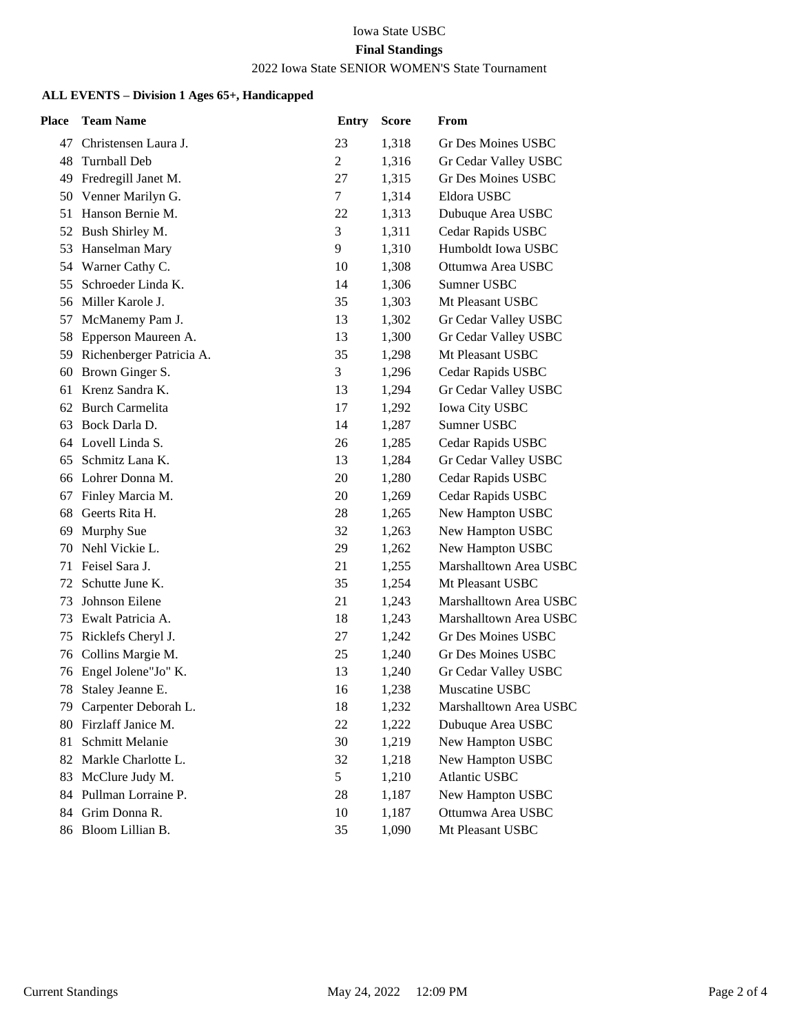Iowa State USBC

**Final Standings**

2022 Iowa State SENIOR WOMEN'S State Tournament

**ALL EVENTS – Division 1 Ages 65+, Handicapped**

| Place | Team Name | Entry | Score | From |
|---|---|---|---|---|
| 47 | Christensen Laura J. | 23 | 1,318 | Gr Des Moines USBC |
| 48 | Turnball Deb | 2 | 1,316 | Gr Cedar Valley USBC |
| 49 | Fredregill Janet M. | 27 | 1,315 | Gr Des Moines USBC |
| 50 | Venner Marilyn G. | 7 | 1,314 | Eldora USBC |
| 51 | Hanson Bernie M. | 22 | 1,313 | Dubuque Area USBC |
| 52 | Bush Shirley M. | 3 | 1,311 | Cedar Rapids USBC |
| 53 | Hanselman Mary | 9 | 1,310 | Humboldt Iowa USBC |
| 54 | Warner Cathy C. | 10 | 1,308 | Ottumwa Area USBC |
| 55 | Schroeder Linda K. | 14 | 1,306 | Sumner USBC |
| 56 | Miller Karole J. | 35 | 1,303 | Mt Pleasant USBC |
| 57 | McManemy Pam J. | 13 | 1,302 | Gr Cedar Valley USBC |
| 58 | Epperson Maureen A. | 13 | 1,300 | Gr Cedar Valley USBC |
| 59 | Richenberger Patricia A. | 35 | 1,298 | Mt Pleasant USBC |
| 60 | Brown Ginger S. | 3 | 1,296 | Cedar Rapids USBC |
| 61 | Krenz Sandra K. | 13 | 1,294 | Gr Cedar Valley USBC |
| 62 | Burch Carmelita | 17 | 1,292 | Iowa City USBC |
| 63 | Bock Darla D. | 14 | 1,287 | Sumner USBC |
| 64 | Lovell Linda S. | 26 | 1,285 | Cedar Rapids USBC |
| 65 | Schmitz Lana K. | 13 | 1,284 | Gr Cedar Valley USBC |
| 66 | Lohrer Donna M. | 20 | 1,280 | Cedar Rapids USBC |
| 67 | Finley Marcia M. | 20 | 1,269 | Cedar Rapids USBC |
| 68 | Geerts Rita H. | 28 | 1,265 | New Hampton USBC |
| 69 | Murphy Sue | 32 | 1,263 | New Hampton USBC |
| 70 | Nehl Vickie L. | 29 | 1,262 | New Hampton USBC |
| 71 | Feisel Sara J. | 21 | 1,255 | Marshalltown Area USBC |
| 72 | Schutte June K. | 35 | 1,254 | Mt Pleasant USBC |
| 73 | Johnson Eilene | 21 | 1,243 | Marshalltown Area USBC |
| 73 | Ewalt Patricia A. | 18 | 1,243 | Marshalltown Area USBC |
| 75 | Ricklefs Cheryl J. | 27 | 1,242 | Gr Des Moines USBC |
| 76 | Collins Margie M. | 25 | 1,240 | Gr Des Moines USBC |
| 76 | Engel Jolene"Jo" K. | 13 | 1,240 | Gr Cedar Valley USBC |
| 78 | Staley Jeanne E. | 16 | 1,238 | Muscatine USBC |
| 79 | Carpenter Deborah L. | 18 | 1,232 | Marshalltown Area USBC |
| 80 | Firzlaff Janice M. | 22 | 1,222 | Dubuque Area USBC |
| 81 | Schmitt Melanie | 30 | 1,219 | New Hampton USBC |
| 82 | Markle Charlotte L. | 32 | 1,218 | New Hampton USBC |
| 83 | McClure Judy M. | 5 | 1,210 | Atlantic USBC |
| 84 | Pullman Lorraine P. | 28 | 1,187 | New Hampton USBC |
| 84 | Grim Donna R. | 10 | 1,187 | Ottumwa Area USBC |
| 86 | Bloom Lillian B. | 35 | 1,090 | Mt Pleasant USBC |

Current Standings May 24, 2022 12:09 PM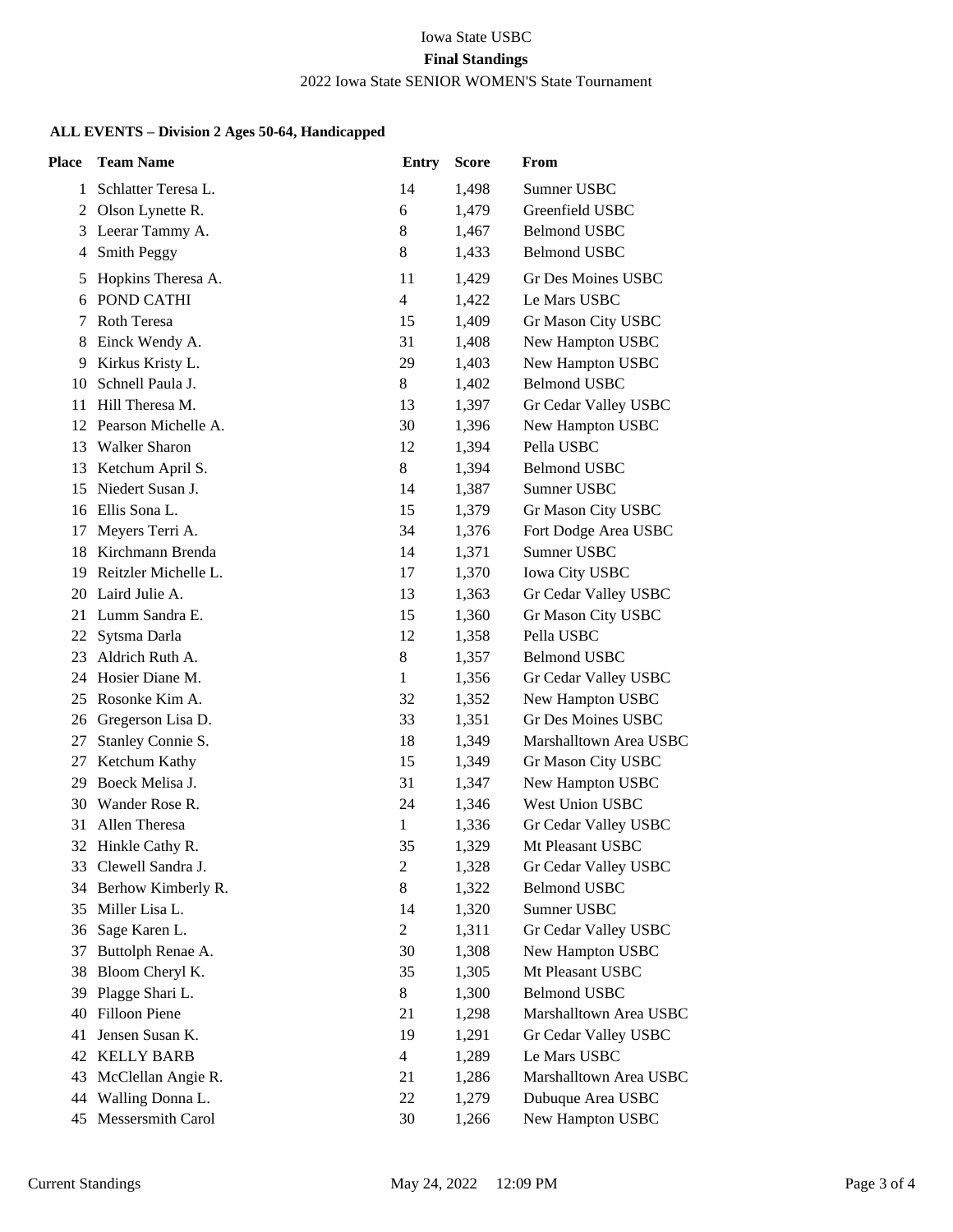Iowa State USBC

**Final Standings**

2022 Iowa State SENIOR WOMEN'S State Tournament

**ALL EVENTS – Division 2 Ages 50-64, Handicapped**

| Place | Team Name | Entry | Score | From |
|---|---|---|---|---|
| 1 | Schlatter Teresa L. | 14 | 1,498 | Sumner USBC |
| 2 | Olson Lynette R. | 6 | 1,479 | Greenfield USBC |
| 3 | Leerar Tammy A. | 8 | 1,467 | Belmond USBC |
| 4 | Smith Peggy | 8 | 1,433 | Belmond USBC |
| 5 | Hopkins Theresa A. | 11 | 1,429 | Gr Des Moines USBC |
| 6 | POND CATHI | 4 | 1,422 | Le Mars USBC |
| 7 | Roth Teresa | 15 | 1,409 | Gr Mason City USBC |
| 8 | Einck Wendy A. | 31 | 1,408 | New Hampton USBC |
| 9 | Kirkus Kristy L. | 29 | 1,403 | New Hampton USBC |
| 10 | Schnell Paula J. | 8 | 1,402 | Belmond USBC |
| 11 | Hill Theresa M. | 13 | 1,397 | Gr Cedar Valley USBC |
| 12 | Pearson Michelle A. | 30 | 1,396 | New Hampton USBC |
| 13 | Walker Sharon | 12 | 1,394 | Pella USBC |
| 13 | Ketchum April S. | 8 | 1,394 | Belmond USBC |
| 15 | Niedert Susan J. | 14 | 1,387 | Sumner USBC |
| 16 | Ellis Sona L. | 15 | 1,379 | Gr Mason City USBC |
| 17 | Meyers Terri A. | 34 | 1,376 | Fort Dodge Area USBC |
| 18 | Kirchmann Brenda | 14 | 1,371 | Sumner USBC |
| 19 | Reitzler Michelle L. | 17 | 1,370 | Iowa City USBC |
| 20 | Laird Julie A. | 13 | 1,363 | Gr Cedar Valley USBC |
| 21 | Lumm Sandra E. | 15 | 1,360 | Gr Mason City USBC |
| 22 | Sytsma Darla | 12 | 1,358 | Pella USBC |
| 23 | Aldrich Ruth A. | 8 | 1,357 | Belmond USBC |
| 24 | Hosier Diane M. | 1 | 1,356 | Gr Cedar Valley USBC |
| 25 | Rosonke Kim A. | 32 | 1,352 | New Hampton USBC |
| 26 | Gregerson Lisa D. | 33 | 1,351 | Gr Des Moines USBC |
| 27 | Stanley Connie S. | 18 | 1,349 | Marshalltown Area USBC |
| 27 | Ketchum Kathy | 15 | 1,349 | Gr Mason City USBC |
| 29 | Boeck Melisa J. | 31 | 1,347 | New Hampton USBC |
| 30 | Wander Rose R. | 24 | 1,346 | West Union USBC |
| 31 | Allen Theresa | 1 | 1,336 | Gr Cedar Valley USBC |
| 32 | Hinkle Cathy R. | 35 | 1,329 | Mt Pleasant USBC |
| 33 | Clewell Sandra J. | 2 | 1,328 | Gr Cedar Valley USBC |
| 34 | Berhow Kimberly R. | 8 | 1,322 | Belmond USBC |
| 35 | Miller Lisa L. | 14 | 1,320 | Sumner USBC |
| 36 | Sage Karen L. | 2 | 1,311 | Gr Cedar Valley USBC |
| 37 | Buttolph Renae A. | 30 | 1,308 | New Hampton USBC |
| 38 | Bloom Cheryl K. | 35 | 1,305 | Mt Pleasant USBC |
| 39 | Plagge Shari L. | 8 | 1,300 | Belmond USBC |
| 40 | Filloon Piene | 21 | 1,298 | Marshalltown Area USBC |
| 41 | Jensen Susan K. | 19 | 1,291 | Gr Cedar Valley USBC |
| 42 | KELLY BARB | 4 | 1,289 | Le Mars USBC |
| 43 | McClellan Angie R. | 21 | 1,286 | Marshalltown Area USBC |
| 44 | Walling Donna L. | 22 | 1,279 | Dubuque Area USBC |
| 45 | Messersmith Carol | 30 | 1,266 | New Hampton USBC |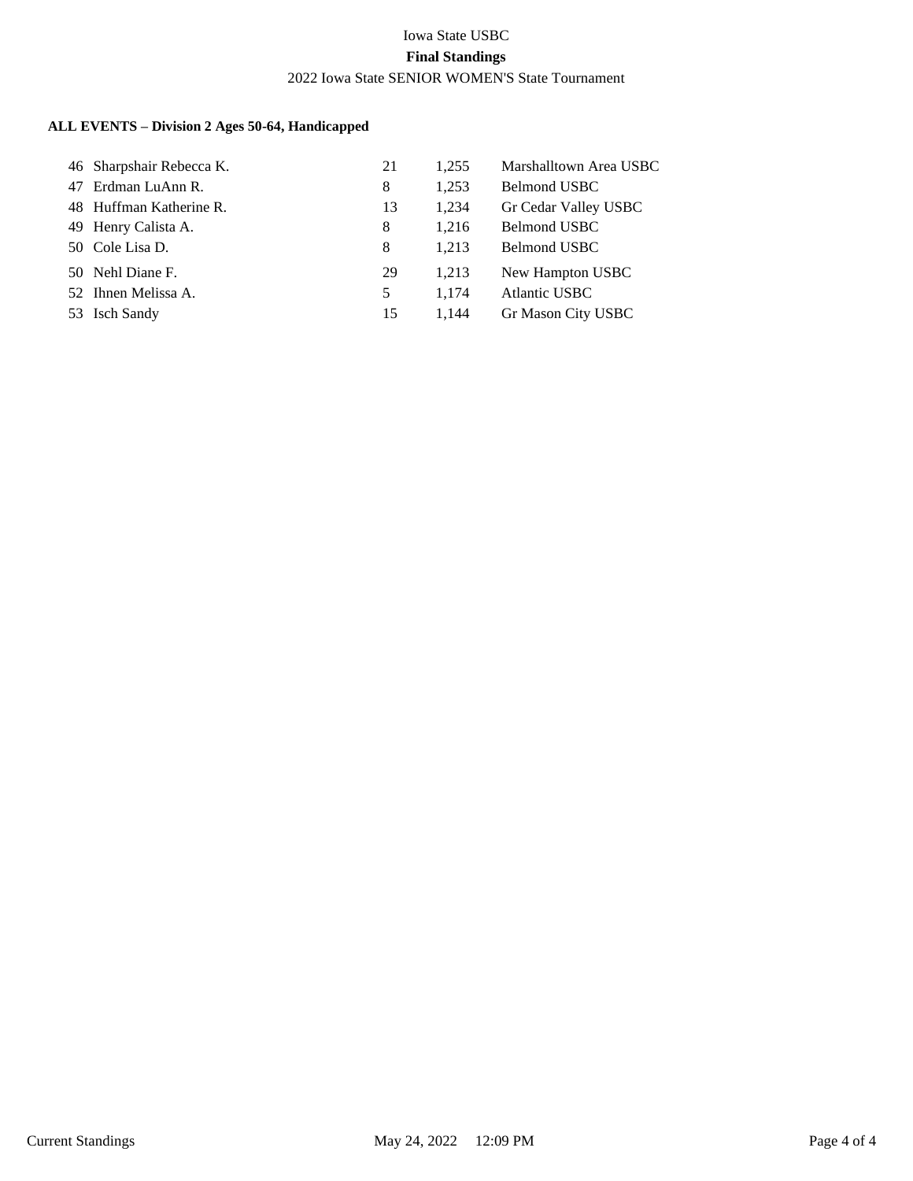**ALL EVENTS – Division 2 Ages 50-64, Handicapped**

| | | | | |
|---|---|---|---|---|
| 46 | Sharpshair Rebecca K. | 21 | 1,255 | Marshalltown Area USBC |
| 47 | Erdman LuAnn R. | 8 | 1,253 | Belmond USBC |
| 48 | Huffman Katherine R. | 13 | 1,234 | Gr Cedar Valley USBC |
| 49 | Henry Calista A. | 8 | 1,216 | Belmond USBC |
| 50 | Cole Lisa D. | 8 | 1,213 | Belmond USBC |
| 50 | Nehl Diane F. | 29 | 1,213 | New Hampton USBC |
| 52 | Ihnen Melissa A. | 5 | 1,174 | Atlantic USBC |
| 53 | Isch Sandy | 15 | 1,144 | Gr Mason City USBC |